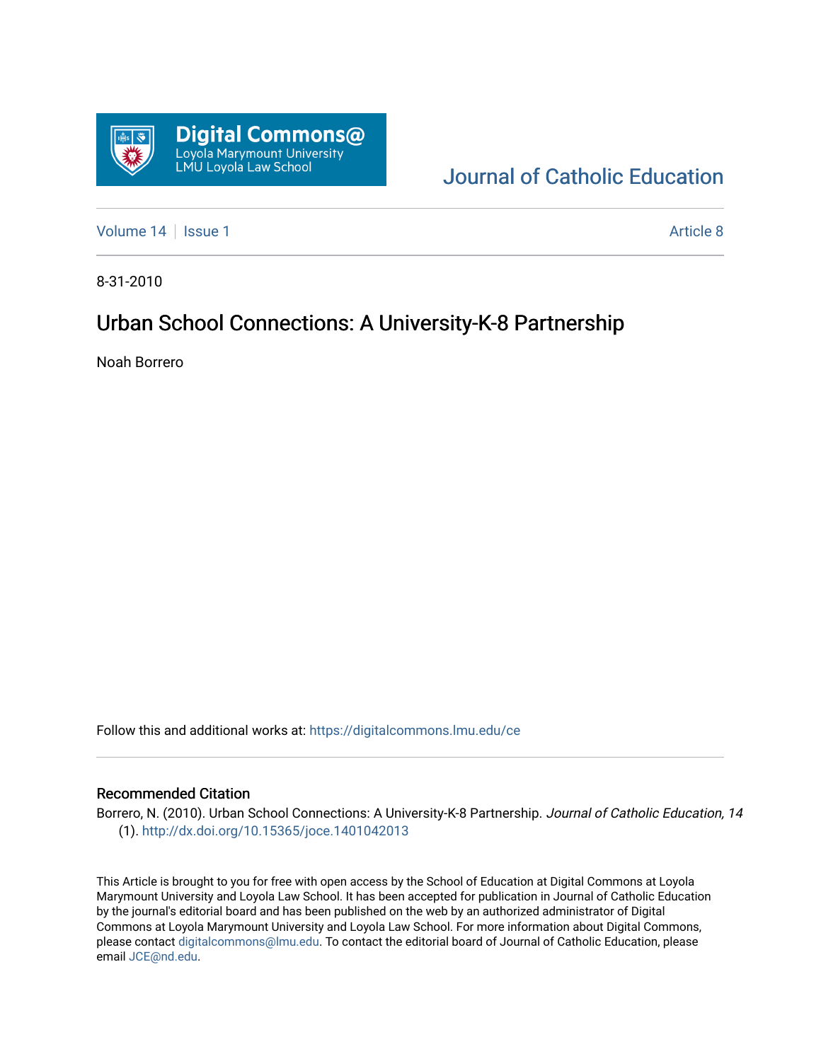Digital Commons@
Loyola Marymount University
LMU Loyola Law School

Journal of Catholic Education

Volume 14 | Issue 1 | Article 8

8-31-2010

# Urban School Connections: A University-K-8 Partnership

Noah Borrero

Follow this and additional works at: https://digitalcommons.lmu.edu/ce

## Recommended Citation

Borrero, N. (2010). Urban School Connections: A University-K-8 Partnership. *Journal of Catholic Education, 14* (1). http://dx.doi.org/10.15365/joce.1401042013

This Article is brought to you for free with open access by the School of Education at Digital Commons at Loyola Marymount University and Loyola Law School. It has been accepted for publication in Journal of Catholic Education by the journal's editorial board and has been published on the web by an authorized administrator of Digital Commons at Loyola Marymount University and Loyola Law School. For more information about Digital Commons, please contact digitalcommons@lmu.edu. To contact the editorial board of Journal of Catholic Education, please email JCE@nd.edu.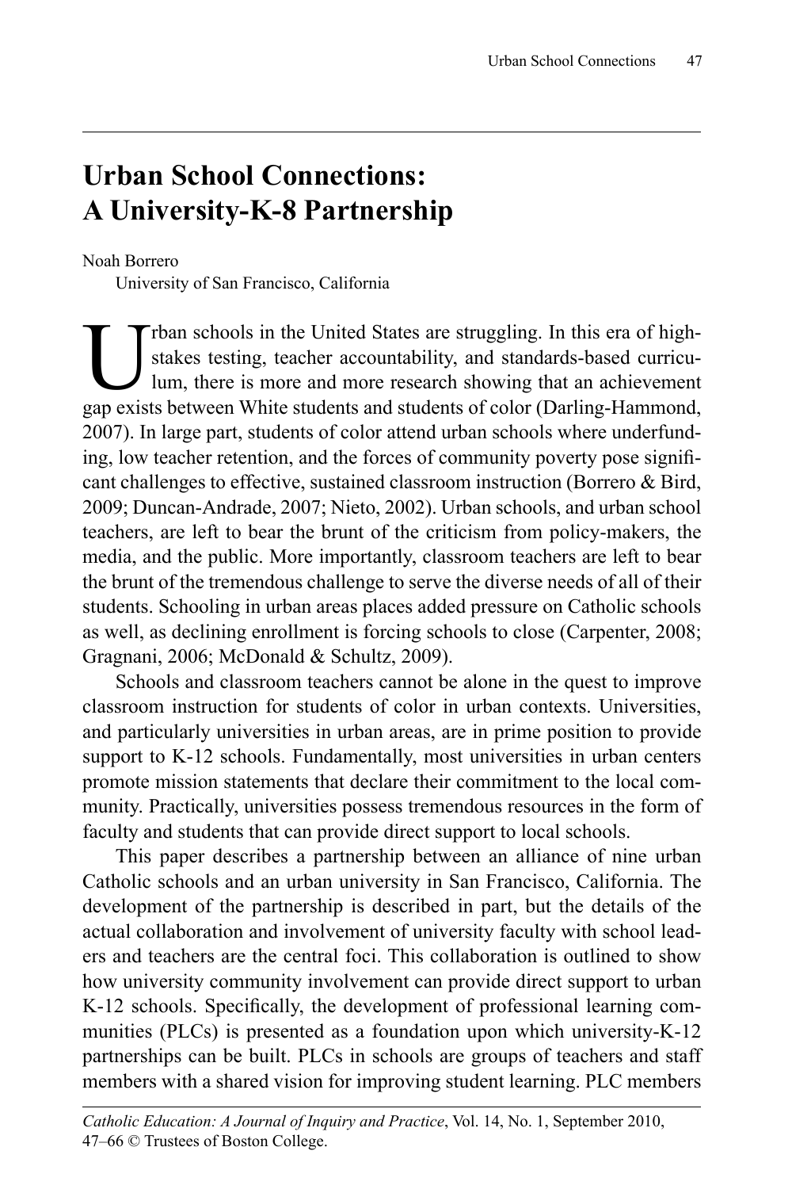# Urban School Connections: A University-K-8 Partnership

Noah Borrero
University of San Francisco, California

Urban schools in the United States are struggling. In this era of high-stakes testing, teacher accountability, and standards-based curriculum, there is more and more research showing that an achievement gap exists between White students and students of color (Darling-Hammond, 2007). In large part, students of color attend urban schools where underfunding, low teacher retention, and the forces of community poverty pose significant challenges to effective, sustained classroom instruction (Borrero & Bird, 2009; Duncan-Andrade, 2007; Nieto, 2002). Urban schools, and urban school teachers, are left to bear the brunt of the criticism from policy-makers, the media, and the public. More importantly, classroom teachers are left to bear the brunt of the tremendous challenge to serve the diverse needs of all of their students. Schooling in urban areas places added pressure on Catholic schools as well, as declining enrollment is forcing schools to close (Carpenter, 2008; Gragnani, 2006; McDonald & Schultz, 2009).

Schools and classroom teachers cannot be alone in the quest to improve classroom instruction for students of color in urban contexts. Universities, and particularly universities in urban areas, are in prime position to provide support to K-12 schools. Fundamentally, most universities in urban centers promote mission statements that declare their commitment to the local community. Practically, universities possess tremendous resources in the form of faculty and students that can provide direct support to local schools.

This paper describes a partnership between an alliance of nine urban Catholic schools and an urban university in San Francisco, California. The development of the partnership is described in part, but the details of the actual collaboration and involvement of university faculty with school leaders and teachers are the central foci. This collaboration is outlined to show how university community involvement can provide direct support to urban K-12 schools. Specifically, the development of professional learning communities (PLCs) is presented as a foundation upon which university-K-12 partnerships can be built. PLCs in schools are groups of teachers and staff members with a shared vision for improving student learning. PLC members

*Catholic Education: A Journal of Inquiry and Practice*, Vol. 14, No. 1, September 2010, 47–66 © Trustees of Boston College.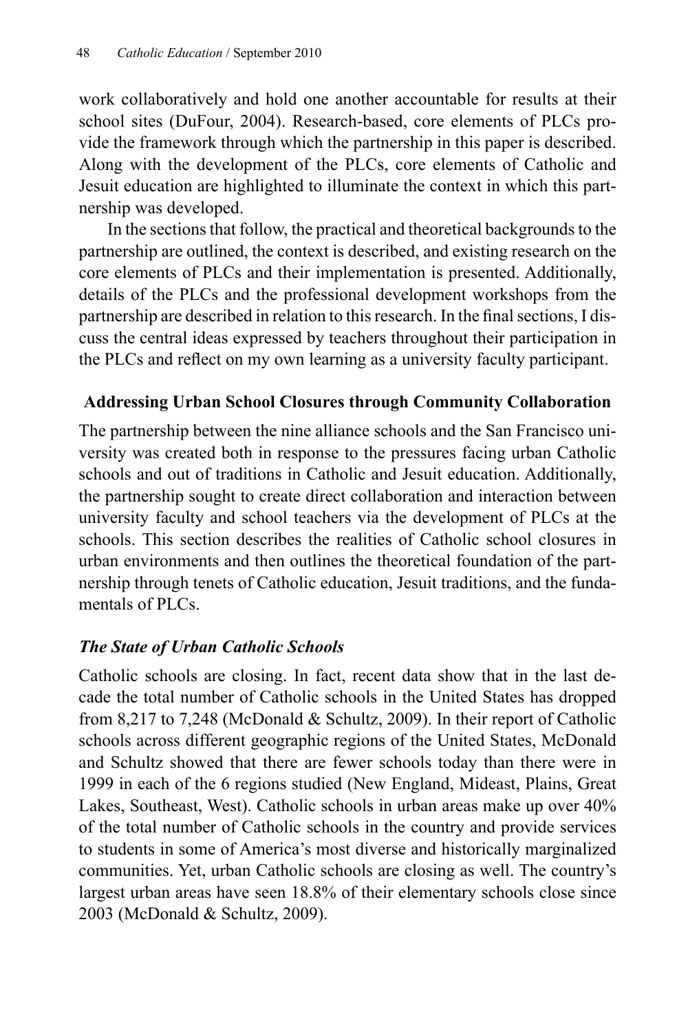work collaboratively and hold one another accountable for results at their school sites (DuFour, 2004). Research-based, core elements of PLCs provide the framework through which the partnership in this paper is described. Along with the development of the PLCs, core elements of Catholic and Jesuit education are highlighted to illuminate the context in which this partnership was developed.

In the sections that follow, the practical and theoretical backgrounds to the partnership are outlined, the context is described, and existing research on the core elements of PLCs and their implementation is presented. Additionally, details of the PLCs and the professional development workshops from the partnership are described in relation to this research. In the final sections, I discuss the central ideas expressed by teachers throughout their participation in the PLCs and reflect on my own learning as a university faculty participant.

## Addressing Urban School Closures through Community Collaboration

The partnership between the nine alliance schools and the San Francisco university was created both in response to the pressures facing urban Catholic schools and out of traditions in Catholic and Jesuit education. Additionally, the partnership sought to create direct collaboration and interaction between university faculty and school teachers via the development of PLCs at the schools. This section describes the realities of Catholic school closures in urban environments and then outlines the theoretical foundation of the partnership through tenets of Catholic education, Jesuit traditions, and the fundamentals of PLCs.

### *The State of Urban Catholic Schools*

Catholic schools are closing. In fact, recent data show that in the last decade the total number of Catholic schools in the United States has dropped from 8,217 to 7,248 (McDonald & Schultz, 2009). In their report of Catholic schools across different geographic regions of the United States, McDonald and Schultz showed that there are fewer schools today than there were in 1999 in each of the 6 regions studied (New England, Mideast, Plains, Great Lakes, Southeast, West). Catholic schools in urban areas make up over 40% of the total number of Catholic schools in the country and provide services to students in some of America's most diverse and historically marginalized communities. Yet, urban Catholic schools are closing as well. The country's largest urban areas have seen 18.8% of their elementary schools close since 2003 (McDonald & Schultz, 2009).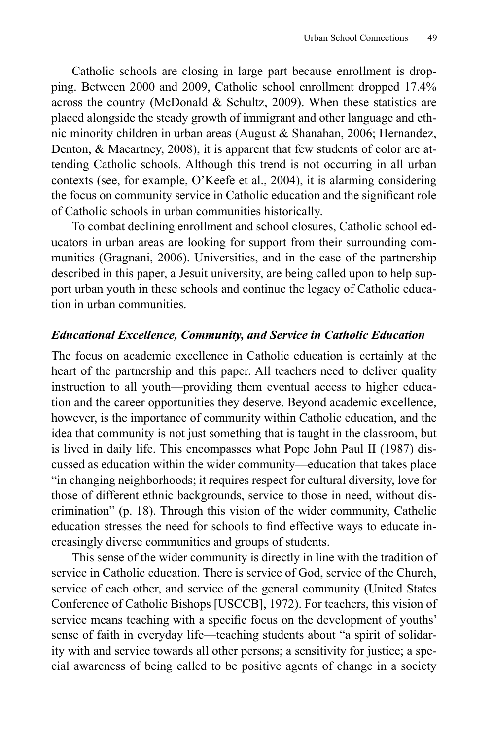Catholic schools are closing in large part because enrollment is dropping. Between 2000 and 2009, Catholic school enrollment dropped 17.4% across the country (McDonald & Schultz, 2009). When these statistics are placed alongside the steady growth of immigrant and other language and ethnic minority children in urban areas (August & Shanahan, 2006; Hernandez, Denton, & Macartney, 2008), it is apparent that few students of color are attending Catholic schools. Although this trend is not occurring in all urban contexts (see, for example, O'Keefe et al., 2004), it is alarming considering the focus on community service in Catholic education and the significant role of Catholic schools in urban communities historically.

To combat declining enrollment and school closures, Catholic school educators in urban areas are looking for support from their surrounding communities (Gragnani, 2006). Universities, and in the case of the partnership described in this paper, a Jesuit university, are being called upon to help support urban youth in these schools and continue the legacy of Catholic education in urban communities.

### *Educational Excellence, Community, and Service in Catholic Education*

The focus on academic excellence in Catholic education is certainly at the heart of the partnership and this paper. All teachers need to deliver quality instruction to all youth—providing them eventual access to higher education and the career opportunities they deserve. Beyond academic excellence, however, is the importance of community within Catholic education, and the idea that community is not just something that is taught in the classroom, but is lived in daily life. This encompasses what Pope John Paul II (1987) discussed as education within the wider community—education that takes place "in changing neighborhoods; it requires respect for cultural diversity, love for those of different ethnic backgrounds, service to those in need, without discrimination" (p. 18). Through this vision of the wider community, Catholic education stresses the need for schools to find effective ways to educate increasingly diverse communities and groups of students.

This sense of the wider community is directly in line with the tradition of service in Catholic education. There is service of God, service of the Church, service of each other, and service of the general community (United States Conference of Catholic Bishops [USCCB], 1972). For teachers, this vision of service means teaching with a specific focus on the development of youths' sense of faith in everyday life—teaching students about "a spirit of solidarity with and service towards all other persons; a sensitivity for justice; a special awareness of being called to be positive agents of change in a society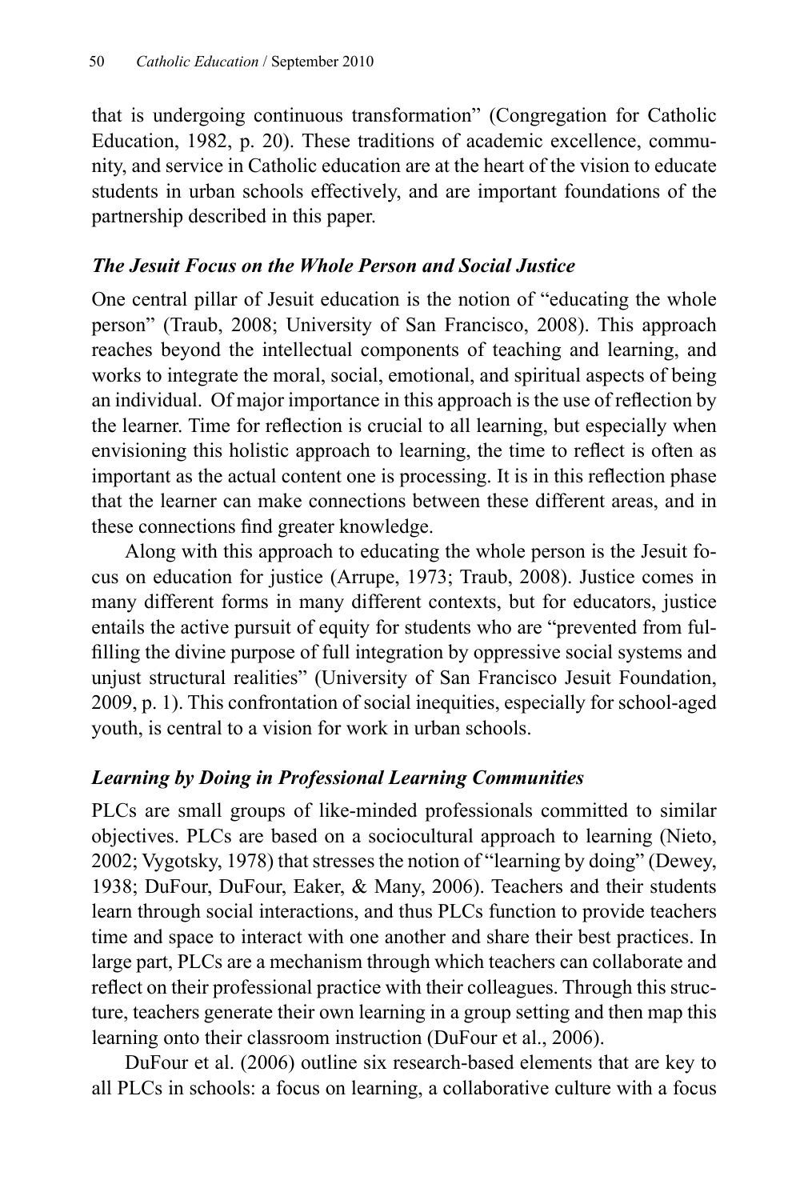that is undergoing continuous transformation" (Congregation for Catholic Education, 1982, p. 20). These traditions of academic excellence, community, and service in Catholic education are at the heart of the vision to educate students in urban schools effectively, and are important foundations of the partnership described in this paper.

### *The Jesuit Focus on the Whole Person and Social Justice*

One central pillar of Jesuit education is the notion of "educating the whole person" (Traub, 2008; University of San Francisco, 2008). This approach reaches beyond the intellectual components of teaching and learning, and works to integrate the moral, social, emotional, and spiritual aspects of being an individual. Of major importance in this approach is the use of reflection by the learner. Time for reflection is crucial to all learning, but especially when envisioning this holistic approach to learning, the time to reflect is often as important as the actual content one is processing. It is in this reflection phase that the learner can make connections between these different areas, and in these connections find greater knowledge.

Along with this approach to educating the whole person is the Jesuit focus on education for justice (Arrupe, 1973; Traub, 2008). Justice comes in many different forms in many different contexts, but for educators, justice entails the active pursuit of equity for students who are "prevented from fulfilling the divine purpose of full integration by oppressive social systems and unjust structural realities" (University of San Francisco Jesuit Foundation, 2009, p. 1). This confrontation of social inequities, especially for school-aged youth, is central to a vision for work in urban schools.

### *Learning by Doing in Professional Learning Communities*

PLCs are small groups of like-minded professionals committed to similar objectives. PLCs are based on a sociocultural approach to learning (Nieto, 2002; Vygotsky, 1978) that stresses the notion of "learning by doing" (Dewey, 1938; DuFour, DuFour, Eaker, & Many, 2006). Teachers and their students learn through social interactions, and thus PLCs function to provide teachers time and space to interact with one another and share their best practices. In large part, PLCs are a mechanism through which teachers can collaborate and reflect on their professional practice with their colleagues. Through this structure, teachers generate their own learning in a group setting and then map this learning onto their classroom instruction (DuFour et al., 2006).

DuFour et al. (2006) outline six research-based elements that are key to all PLCs in schools: a focus on learning, a collaborative culture with a focus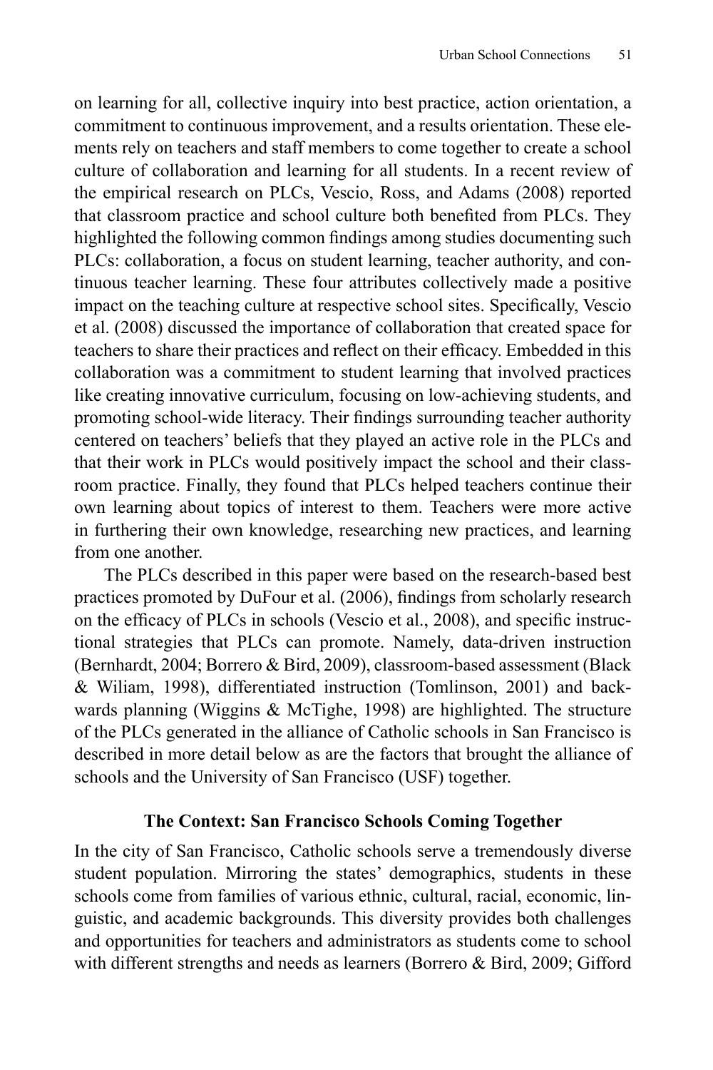on learning for all, collective inquiry into best practice, action orientation, a commitment to continuous improvement, and a results orientation. These elements rely on teachers and staff members to come together to create a school culture of collaboration and learning for all students. In a recent review of the empirical research on PLCs, Vescio, Ross, and Adams (2008) reported that classroom practice and school culture both benefited from PLCs. They highlighted the following common findings among studies documenting such PLCs: collaboration, a focus on student learning, teacher authority, and continuous teacher learning. These four attributes collectively made a positive impact on the teaching culture at respective school sites. Specifically, Vescio et al. (2008) discussed the importance of collaboration that created space for teachers to share their practices and reflect on their efficacy. Embedded in this collaboration was a commitment to student learning that involved practices like creating innovative curriculum, focusing on low-achieving students, and promoting school-wide literacy. Their findings surrounding teacher authority centered on teachers' beliefs that they played an active role in the PLCs and that their work in PLCs would positively impact the school and their classroom practice. Finally, they found that PLCs helped teachers continue their own learning about topics of interest to them. Teachers were more active in furthering their own knowledge, researching new practices, and learning from one another.

The PLCs described in this paper were based on the research-based best practices promoted by DuFour et al. (2006), findings from scholarly research on the efficacy of PLCs in schools (Vescio et al., 2008), and specific instructional strategies that PLCs can promote. Namely, data-driven instruction (Bernhardt, 2004; Borrero & Bird, 2009), classroom-based assessment (Black & Wiliam, 1998), differentiated instruction (Tomlinson, 2001) and backwards planning (Wiggins & McTighe, 1998) are highlighted. The structure of the PLCs generated in the alliance of Catholic schools in San Francisco is described in more detail below as are the factors that brought the alliance of schools and the University of San Francisco (USF) together.

## The Context: San Francisco Schools Coming Together

In the city of San Francisco, Catholic schools serve a tremendously diverse student population. Mirroring the states' demographics, students in these schools come from families of various ethnic, cultural, racial, economic, linguistic, and academic backgrounds. This diversity provides both challenges and opportunities for teachers and administrators as students come to school with different strengths and needs as learners (Borrero & Bird, 2009; Gifford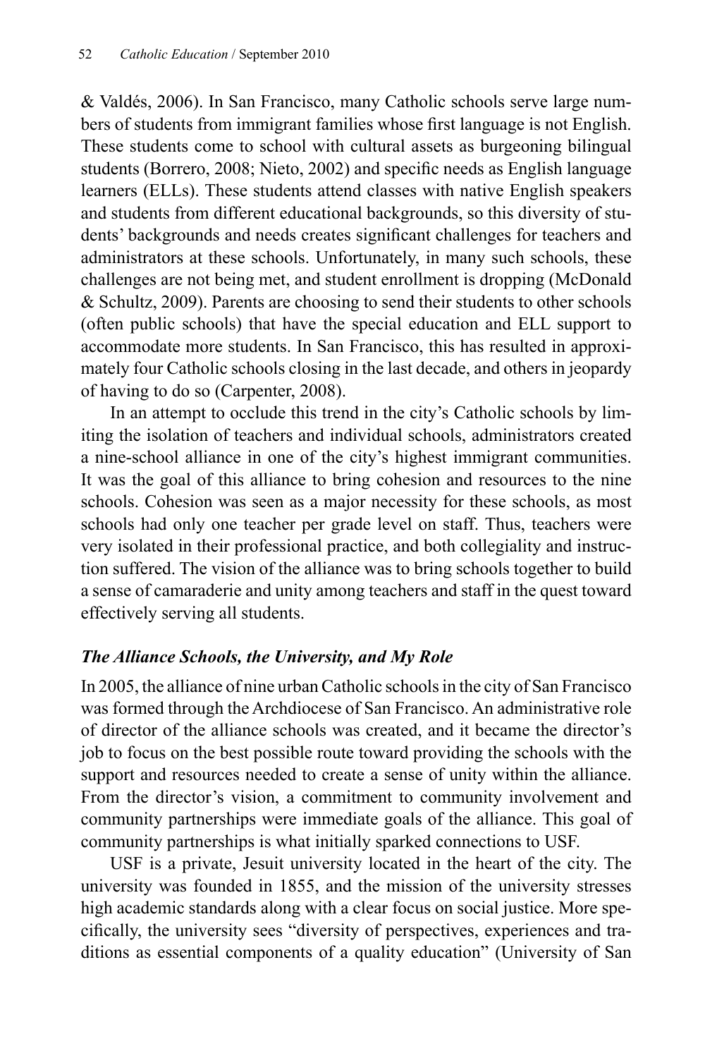& Valdés, 2006). In San Francisco, many Catholic schools serve large numbers of students from immigrant families whose first language is not English. These students come to school with cultural assets as burgeoning bilingual students (Borrero, 2008; Nieto, 2002) and specific needs as English language learners (ELLs). These students attend classes with native English speakers and students from different educational backgrounds, so this diversity of students' backgrounds and needs creates significant challenges for teachers and administrators at these schools. Unfortunately, in many such schools, these challenges are not being met, and student enrollment is dropping (McDonald & Schultz, 2009). Parents are choosing to send their students to other schools (often public schools) that have the special education and ELL support to accommodate more students. In San Francisco, this has resulted in approximately four Catholic schools closing in the last decade, and others in jeopardy of having to do so (Carpenter, 2008).

In an attempt to occlude this trend in the city's Catholic schools by limiting the isolation of teachers and individual schools, administrators created a nine-school alliance in one of the city's highest immigrant communities. It was the goal of this alliance to bring cohesion and resources to the nine schools. Cohesion was seen as a major necessity for these schools, as most schools had only one teacher per grade level on staff. Thus, teachers were very isolated in their professional practice, and both collegiality and instruction suffered. The vision of the alliance was to bring schools together to build a sense of camaraderie and unity among teachers and staff in the quest toward effectively serving all students.

### *The Alliance Schools, the University, and My Role*

In 2005, the alliance of nine urban Catholic schools in the city of San Francisco was formed through the Archdiocese of San Francisco. An administrative role of director of the alliance schools was created, and it became the director's job to focus on the best possible route toward providing the schools with the support and resources needed to create a sense of unity within the alliance. From the director's vision, a commitment to community involvement and community partnerships were immediate goals of the alliance. This goal of community partnerships is what initially sparked connections to USF.

USF is a private, Jesuit university located in the heart of the city. The university was founded in 1855, and the mission of the university stresses high academic standards along with a clear focus on social justice. More specifically, the university sees "diversity of perspectives, experiences and traditions as essential components of a quality education" (University of San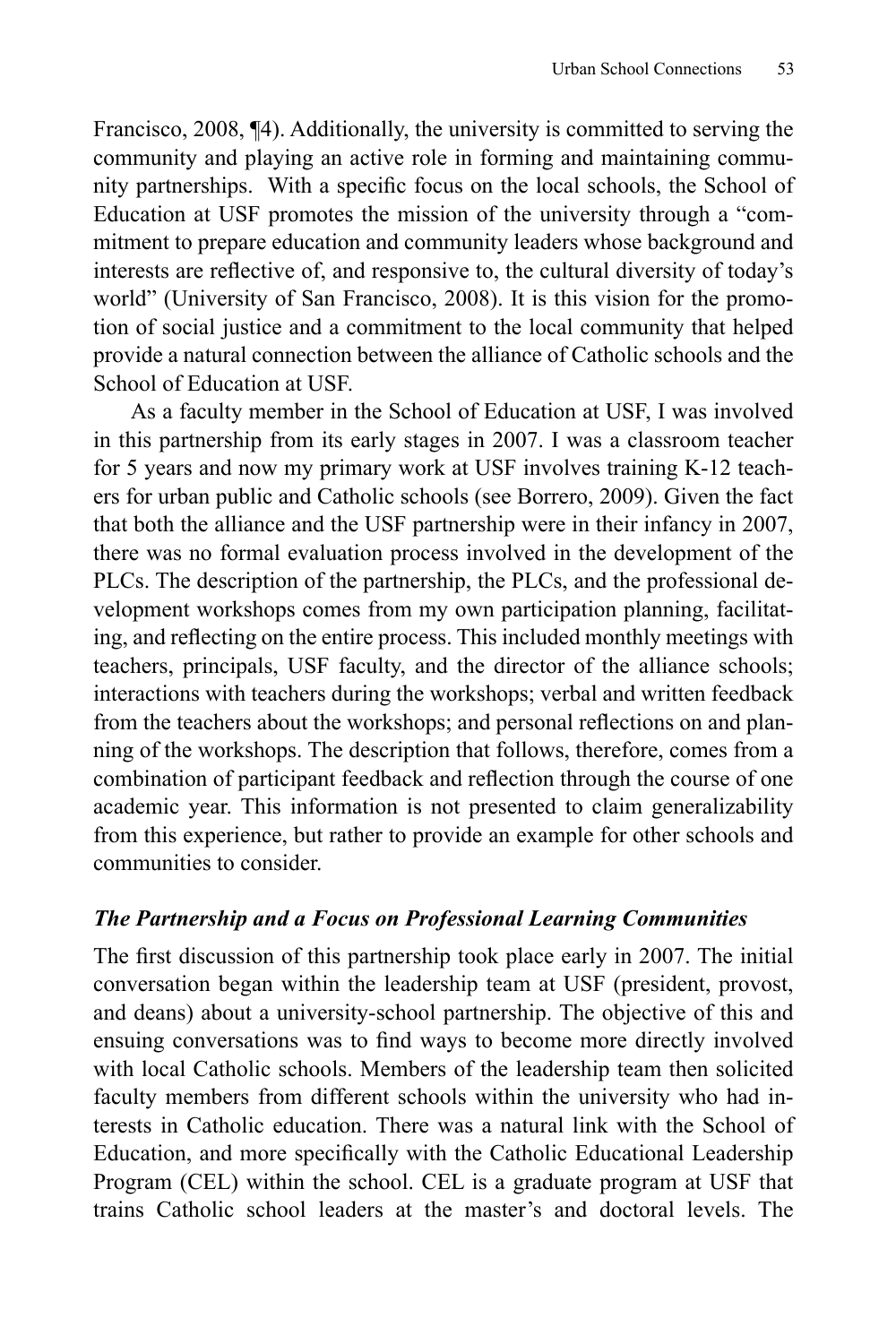Francisco, 2008, ¶4). Additionally, the university is committed to serving the community and playing an active role in forming and maintaining community partnerships. With a specific focus on the local schools, the School of Education at USF promotes the mission of the university through a "commitment to prepare education and community leaders whose background and interests are reflective of, and responsive to, the cultural diversity of today's world" (University of San Francisco, 2008). It is this vision for the promotion of social justice and a commitment to the local community that helped provide a natural connection between the alliance of Catholic schools and the School of Education at USF.

As a faculty member in the School of Education at USF, I was involved in this partnership from its early stages in 2007. I was a classroom teacher for 5 years and now my primary work at USF involves training K-12 teachers for urban public and Catholic schools (see Borrero, 2009). Given the fact that both the alliance and the USF partnership were in their infancy in 2007, there was no formal evaluation process involved in the development of the PLCs. The description of the partnership, the PLCs, and the professional development workshops comes from my own participation planning, facilitating, and reflecting on the entire process. This included monthly meetings with teachers, principals, USF faculty, and the director of the alliance schools; interactions with teachers during the workshops; verbal and written feedback from the teachers about the workshops; and personal reflections on and planning of the workshops. The description that follows, therefore, comes from a combination of participant feedback and reflection through the course of one academic year. This information is not presented to claim generalizability from this experience, but rather to provide an example for other schools and communities to consider.

### *The Partnership and a Focus on Professional Learning Communities*

The first discussion of this partnership took place early in 2007. The initial conversation began within the leadership team at USF (president, provost, and deans) about a university-school partnership. The objective of this and ensuing conversations was to find ways to become more directly involved with local Catholic schools. Members of the leadership team then solicited faculty members from different schools within the university who had interests in Catholic education. There was a natural link with the School of Education, and more specifically with the Catholic Educational Leadership Program (CEL) within the school. CEL is a graduate program at USF that trains Catholic school leaders at the master's and doctoral levels. The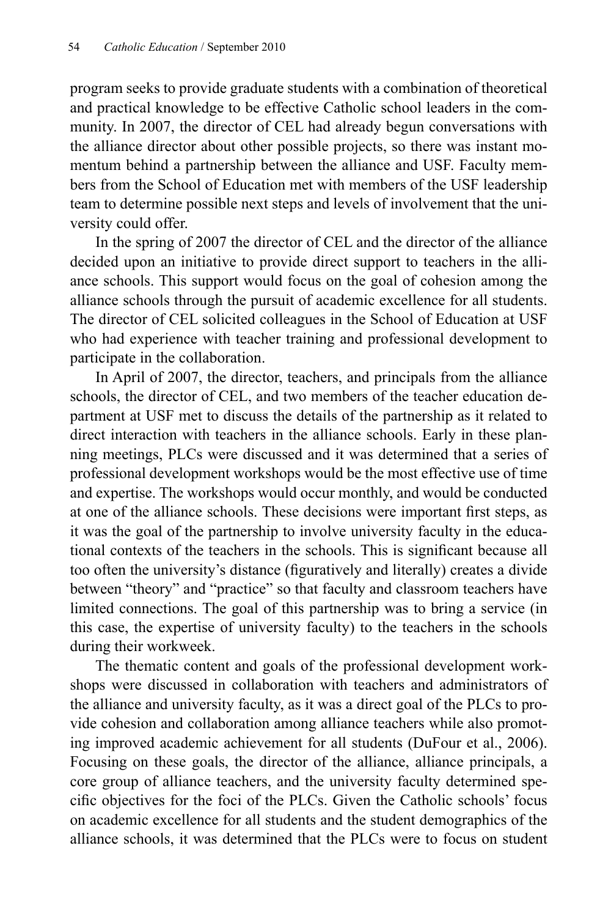program seeks to provide graduate students with a combination of theoretical and practical knowledge to be effective Catholic school leaders in the community. In 2007, the director of CEL had already begun conversations with the alliance director about other possible projects, so there was instant momentum behind a partnership between the alliance and USF. Faculty members from the School of Education met with members of the USF leadership team to determine possible next steps and levels of involvement that the university could offer.

In the spring of 2007 the director of CEL and the director of the alliance decided upon an initiative to provide direct support to teachers in the alliance schools. This support would focus on the goal of cohesion among the alliance schools through the pursuit of academic excellence for all students. The director of CEL solicited colleagues in the School of Education at USF who had experience with teacher training and professional development to participate in the collaboration.

In April of 2007, the director, teachers, and principals from the alliance schools, the director of CEL, and two members of the teacher education department at USF met to discuss the details of the partnership as it related to direct interaction with teachers in the alliance schools. Early in these planning meetings, PLCs were discussed and it was determined that a series of professional development workshops would be the most effective use of time and expertise. The workshops would occur monthly, and would be conducted at one of the alliance schools. These decisions were important first steps, as it was the goal of the partnership to involve university faculty in the educational contexts of the teachers in the schools. This is significant because all too often the university's distance (figuratively and literally) creates a divide between "theory" and "practice" so that faculty and classroom teachers have limited connections. The goal of this partnership was to bring a service (in this case, the expertise of university faculty) to the teachers in the schools during their workweek.

The thematic content and goals of the professional development workshops were discussed in collaboration with teachers and administrators of the alliance and university faculty, as it was a direct goal of the PLCs to provide cohesion and collaboration among alliance teachers while also promoting improved academic achievement for all students (DuFour et al., 2006). Focusing on these goals, the director of the alliance, alliance principals, a core group of alliance teachers, and the university faculty determined specific objectives for the foci of the PLCs. Given the Catholic schools' focus on academic excellence for all students and the student demographics of the alliance schools, it was determined that the PLCs were to focus on student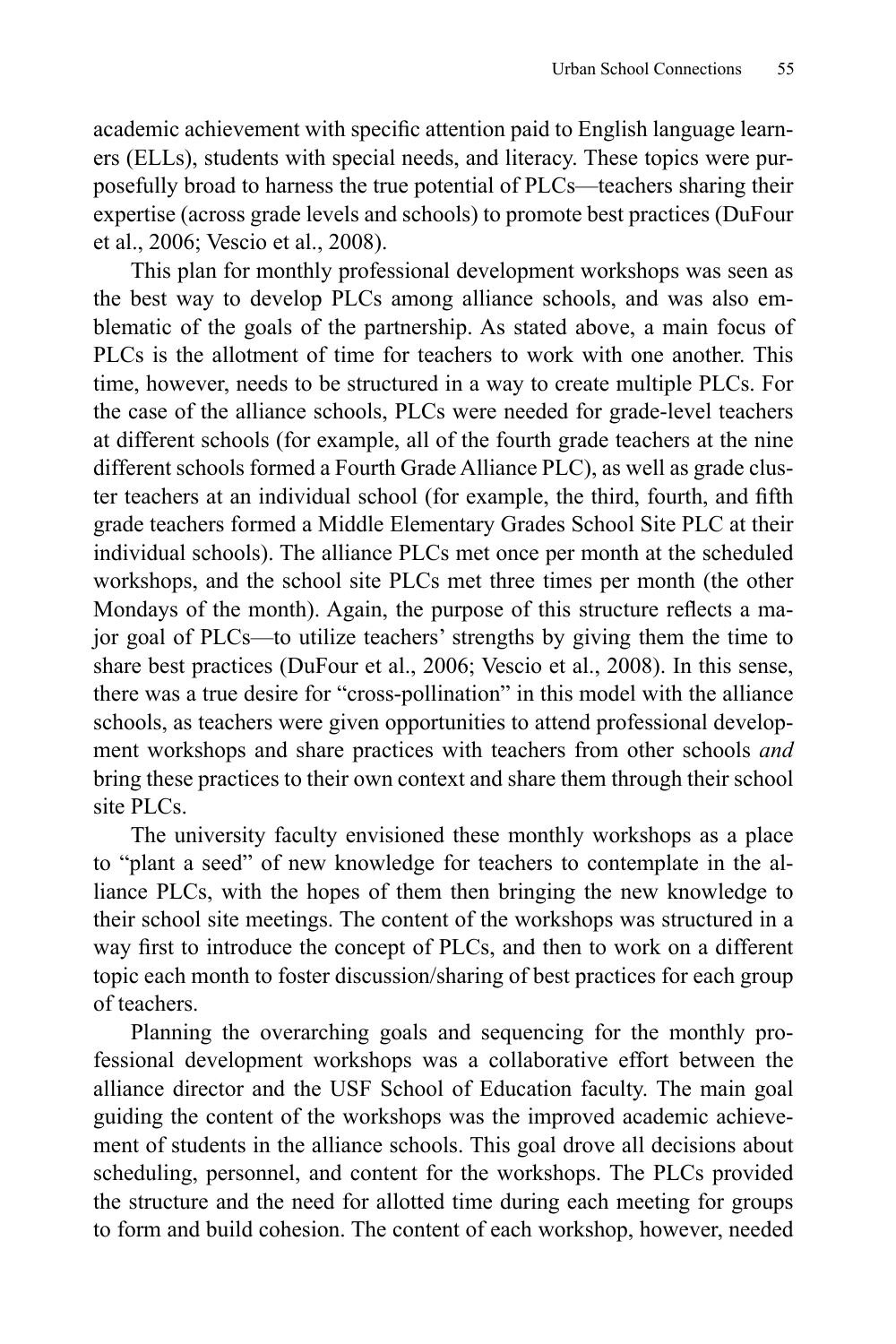academic achievement with specific attention paid to English language learners (ELLs), students with special needs, and literacy. These topics were purposefully broad to harness the true potential of PLCs—teachers sharing their expertise (across grade levels and schools) to promote best practices (DuFour et al., 2006; Vescio et al., 2008).

This plan for monthly professional development workshops was seen as the best way to develop PLCs among alliance schools, and was also emblematic of the goals of the partnership. As stated above, a main focus of PLCs is the allotment of time for teachers to work with one another. This time, however, needs to be structured in a way to create multiple PLCs. For the case of the alliance schools, PLCs were needed for grade-level teachers at different schools (for example, all of the fourth grade teachers at the nine different schools formed a Fourth Grade Alliance PLC), as well as grade cluster teachers at an individual school (for example, the third, fourth, and fifth grade teachers formed a Middle Elementary Grades School Site PLC at their individual schools). The alliance PLCs met once per month at the scheduled workshops, and the school site PLCs met three times per month (the other Mondays of the month). Again, the purpose of this structure reflects a major goal of PLCs—to utilize teachers' strengths by giving them the time to share best practices (DuFour et al., 2006; Vescio et al., 2008). In this sense, there was a true desire for "cross-pollination" in this model with the alliance schools, as teachers were given opportunities to attend professional development workshops and share practices with teachers from other schools *and* bring these practices to their own context and share them through their school site PLCs.

The university faculty envisioned these monthly workshops as a place to "plant a seed" of new knowledge for teachers to contemplate in the alliance PLCs, with the hopes of them then bringing the new knowledge to their school site meetings. The content of the workshops was structured in a way first to introduce the concept of PLCs, and then to work on a different topic each month to foster discussion/sharing of best practices for each group of teachers.

Planning the overarching goals and sequencing for the monthly professional development workshops was a collaborative effort between the alliance director and the USF School of Education faculty. The main goal guiding the content of the workshops was the improved academic achievement of students in the alliance schools. This goal drove all decisions about scheduling, personnel, and content for the workshops. The PLCs provided the structure and the need for allotted time during each meeting for groups to form and build cohesion. The content of each workshop, however, needed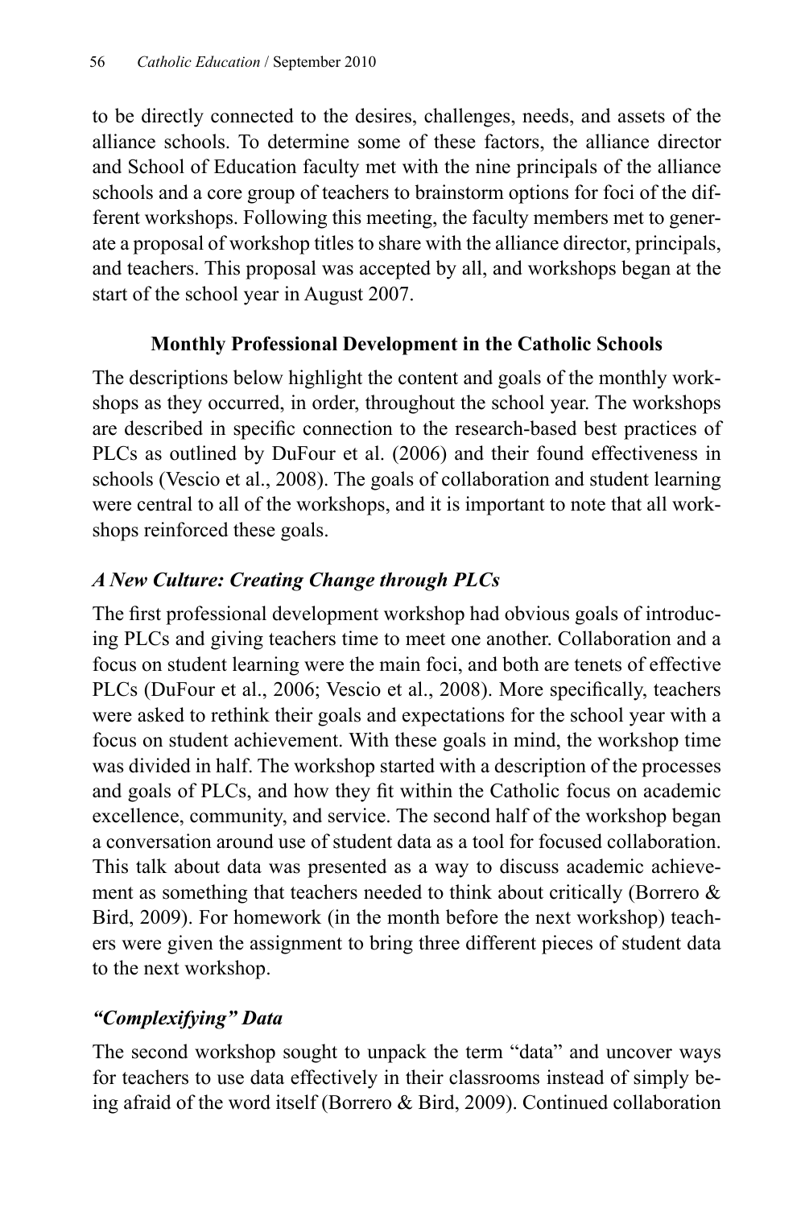to be directly connected to the desires, challenges, needs, and assets of the alliance schools. To determine some of these factors, the alliance director and School of Education faculty met with the nine principals of the alliance schools and a core group of teachers to brainstorm options for foci of the different workshops. Following this meeting, the faculty members met to generate a proposal of workshop titles to share with the alliance director, principals, and teachers. This proposal was accepted by all, and workshops began at the start of the school year in August 2007.

## Monthly Professional Development in the Catholic Schools

The descriptions below highlight the content and goals of the monthly workshops as they occurred, in order, throughout the school year. The workshops are described in specific connection to the research-based best practices of PLCs as outlined by DuFour et al. (2006) and their found effectiveness in schools (Vescio et al., 2008). The goals of collaboration and student learning were central to all of the workshops, and it is important to note that all workshops reinforced these goals.

### *A New Culture: Creating Change through PLCs*

The first professional development workshop had obvious goals of introducing PLCs and giving teachers time to meet one another. Collaboration and a focus on student learning were the main foci, and both are tenets of effective PLCs (DuFour et al., 2006; Vescio et al., 2008). More specifically, teachers were asked to rethink their goals and expectations for the school year with a focus on student achievement. With these goals in mind, the workshop time was divided in half. The workshop started with a description of the processes and goals of PLCs, and how they fit within the Catholic focus on academic excellence, community, and service. The second half of the workshop began a conversation around use of student data as a tool for focused collaboration. This talk about data was presented as a way to discuss academic achievement as something that teachers needed to think about critically (Borrero & Bird, 2009). For homework (in the month before the next workshop) teachers were given the assignment to bring three different pieces of student data to the next workshop.

### *"Complexifying" Data*

The second workshop sought to unpack the term "data" and uncover ways for teachers to use data effectively in their classrooms instead of simply being afraid of the word itself (Borrero & Bird, 2009). Continued collaboration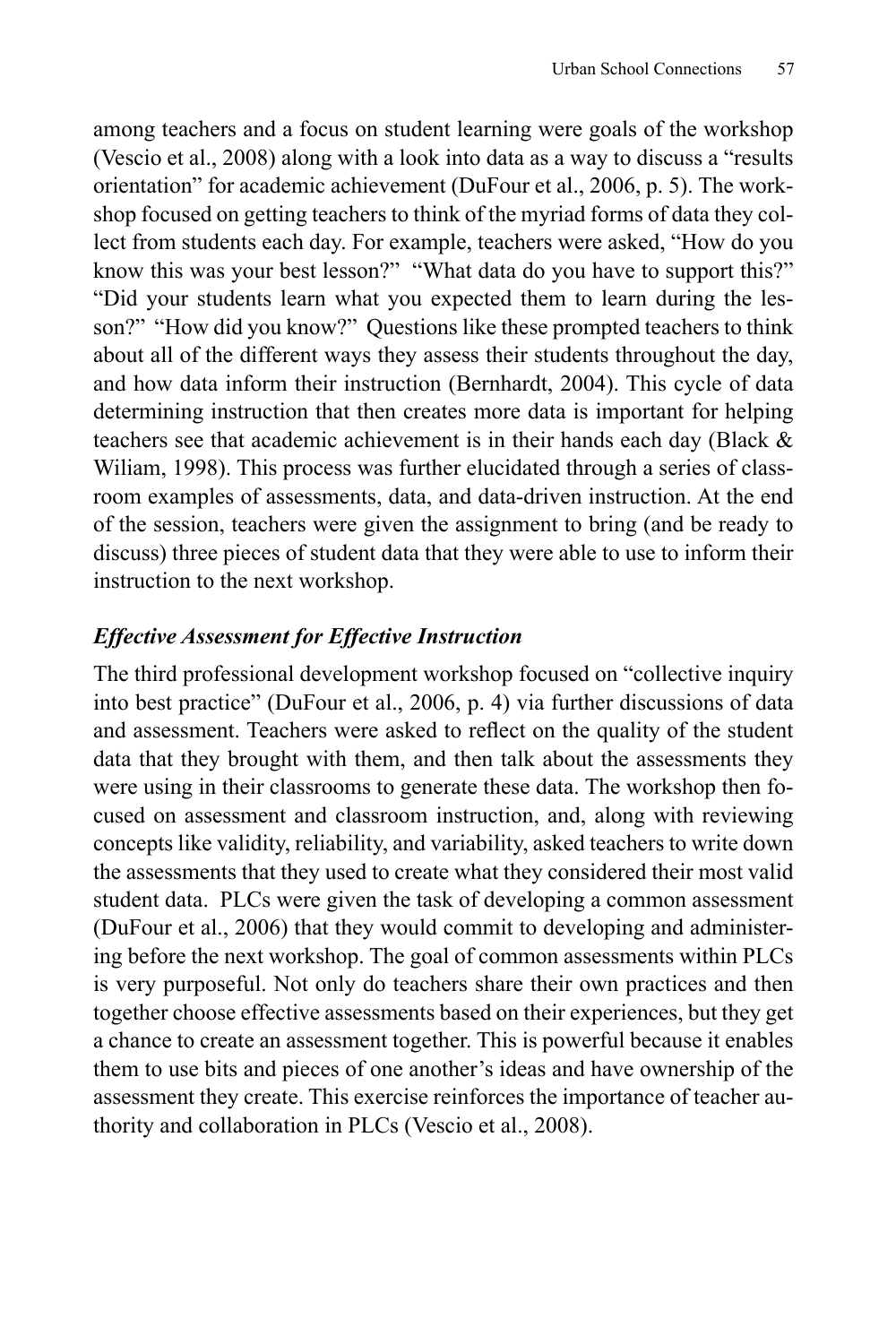among teachers and a focus on student learning were goals of the workshop (Vescio et al., 2008) along with a look into data as a way to discuss a "results orientation" for academic achievement (DuFour et al., 2006, p. 5). The workshop focused on getting teachers to think of the myriad forms of data they collect from students each day. For example, teachers were asked, "How do you know this was your best lesson?" "What data do you have to support this?" "Did your students learn what you expected them to learn during the lesson?" "How did you know?" Questions like these prompted teachers to think about all of the different ways they assess their students throughout the day, and how data inform their instruction (Bernhardt, 2004). This cycle of data determining instruction that then creates more data is important for helping teachers see that academic achievement is in their hands each day (Black & Wiliam, 1998). This process was further elucidated through a series of classroom examples of assessments, data, and data-driven instruction. At the end of the session, teachers were given the assignment to bring (and be ready to discuss) three pieces of student data that they were able to use to inform their instruction to the next workshop.

### *Effective Assessment for Effective Instruction*

The third professional development workshop focused on "collective inquiry into best practice" (DuFour et al., 2006, p. 4) via further discussions of data and assessment. Teachers were asked to reflect on the quality of the student data that they brought with them, and then talk about the assessments they were using in their classrooms to generate these data. The workshop then focused on assessment and classroom instruction, and, along with reviewing concepts like validity, reliability, and variability, asked teachers to write down the assessments that they used to create what they considered their most valid student data. PLCs were given the task of developing a common assessment (DuFour et al., 2006) that they would commit to developing and administering before the next workshop. The goal of common assessments within PLCs is very purposeful. Not only do teachers share their own practices and then together choose effective assessments based on their experiences, but they get a chance to create an assessment together. This is powerful because it enables them to use bits and pieces of one another's ideas and have ownership of the assessment they create. This exercise reinforces the importance of teacher authority and collaboration in PLCs (Vescio et al., 2008).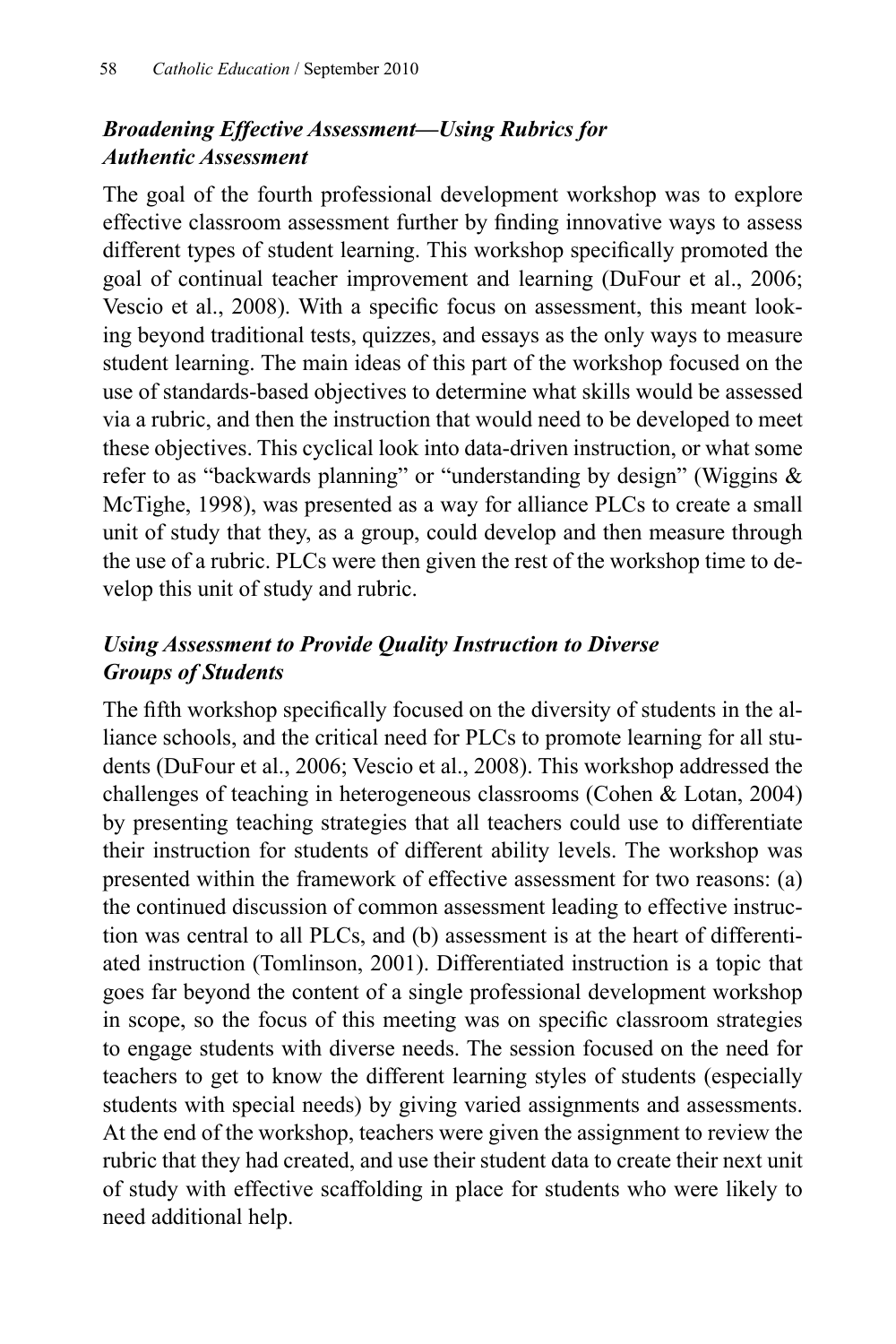### *Broadening Effective Assessment—Using Rubrics for Authentic Assessment*

The goal of the fourth professional development workshop was to explore effective classroom assessment further by finding innovative ways to assess different types of student learning. This workshop specifically promoted the goal of continual teacher improvement and learning (DuFour et al., 2006; Vescio et al., 2008). With a specific focus on assessment, this meant looking beyond traditional tests, quizzes, and essays as the only ways to measure student learning. The main ideas of this part of the workshop focused on the use of standards-based objectives to determine what skills would be assessed via a rubric, and then the instruction that would need to be developed to meet these objectives. This cyclical look into data-driven instruction, or what some refer to as "backwards planning" or "understanding by design" (Wiggins & McTighe, 1998), was presented as a way for alliance PLCs to create a small unit of study that they, as a group, could develop and then measure through the use of a rubric. PLCs were then given the rest of the workshop time to develop this unit of study and rubric.

### *Using Assessment to Provide Quality Instruction to Diverse Groups of Students*

The fifth workshop specifically focused on the diversity of students in the alliance schools, and the critical need for PLCs to promote learning for all students (DuFour et al., 2006; Vescio et al., 2008). This workshop addressed the challenges of teaching in heterogeneous classrooms (Cohen & Lotan, 2004) by presenting teaching strategies that all teachers could use to differentiate their instruction for students of different ability levels. The workshop was presented within the framework of effective assessment for two reasons: (a) the continued discussion of common assessment leading to effective instruction was central to all PLCs, and (b) assessment is at the heart of differentiated instruction (Tomlinson, 2001). Differentiated instruction is a topic that goes far beyond the content of a single professional development workshop in scope, so the focus of this meeting was on specific classroom strategies to engage students with diverse needs. The session focused on the need for teachers to get to know the different learning styles of students (especially students with special needs) by giving varied assignments and assessments. At the end of the workshop, teachers were given the assignment to review the rubric that they had created, and use their student data to create their next unit of study with effective scaffolding in place for students who were likely to need additional help.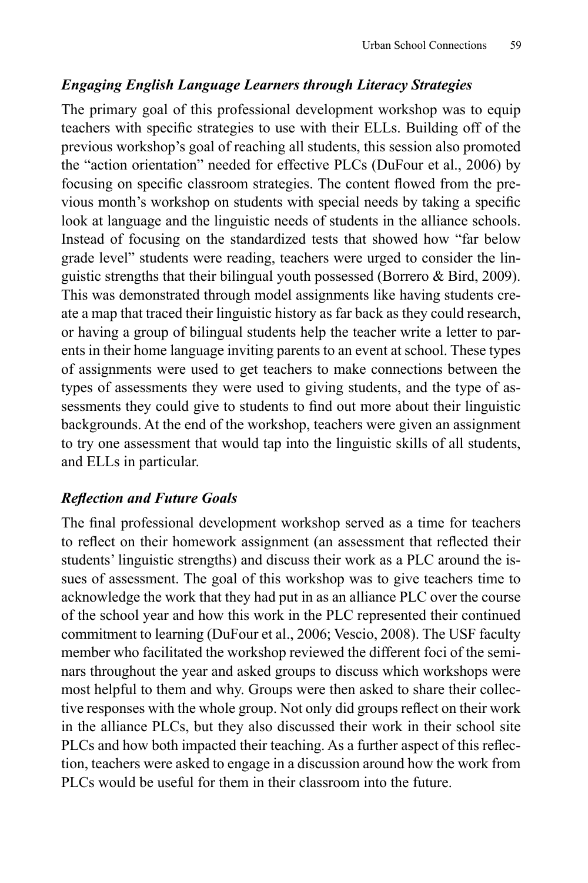### *Engaging English Language Learners through Literacy Strategies*

The primary goal of this professional development workshop was to equip teachers with specific strategies to use with their ELLs. Building off of the previous workshop's goal of reaching all students, this session also promoted the "action orientation" needed for effective PLCs (DuFour et al., 2006) by focusing on specific classroom strategies. The content flowed from the previous month's workshop on students with special needs by taking a specific look at language and the linguistic needs of students in the alliance schools. Instead of focusing on the standardized tests that showed how "far below grade level" students were reading, teachers were urged to consider the linguistic strengths that their bilingual youth possessed (Borrero & Bird, 2009). This was demonstrated through model assignments like having students create a map that traced their linguistic history as far back as they could research, or having a group of bilingual students help the teacher write a letter to parents in their home language inviting parents to an event at school. These types of assignments were used to get teachers to make connections between the types of assessments they were used to giving students, and the type of assessments they could give to students to find out more about their linguistic backgrounds. At the end of the workshop, teachers were given an assignment to try one assessment that would tap into the linguistic skills of all students, and ELLs in particular.

### *Reflection and Future Goals*

The final professional development workshop served as a time for teachers to reflect on their homework assignment (an assessment that reflected their students' linguistic strengths) and discuss their work as a PLC around the issues of assessment. The goal of this workshop was to give teachers time to acknowledge the work that they had put in as an alliance PLC over the course of the school year and how this work in the PLC represented their continued commitment to learning (DuFour et al., 2006; Vescio, 2008). The USF faculty member who facilitated the workshop reviewed the different foci of the seminars throughout the year and asked groups to discuss which workshops were most helpful to them and why. Groups were then asked to share their collective responses with the whole group. Not only did groups reflect on their work in the alliance PLCs, but they also discussed their work in their school site PLCs and how both impacted their teaching. As a further aspect of this reflection, teachers were asked to engage in a discussion around how the work from PLCs would be useful for them in their classroom into the future.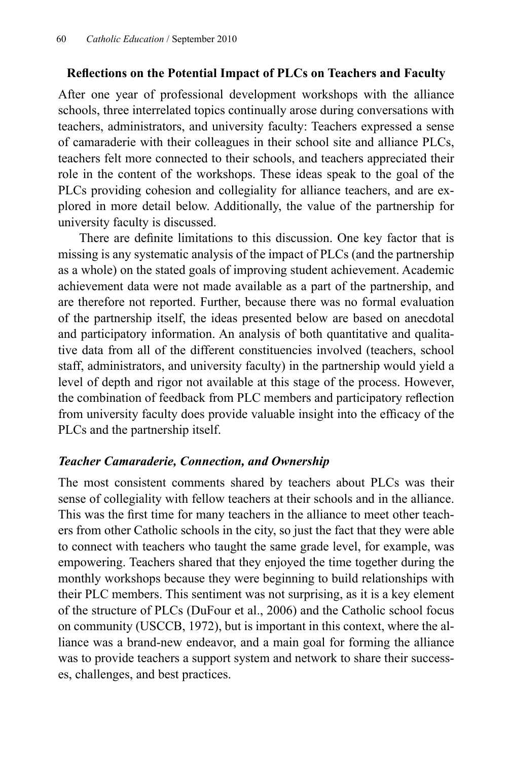## Reflections on the Potential Impact of PLCs on Teachers and Faculty

After one year of professional development workshops with the alliance schools, three interrelated topics continually arose during conversations with teachers, administrators, and university faculty: Teachers expressed a sense of camaraderie with their colleagues in their school site and alliance PLCs, teachers felt more connected to their schools, and teachers appreciated their role in the content of the workshops. These ideas speak to the goal of the PLCs providing cohesion and collegiality for alliance teachers, and are explored in more detail below. Additionally, the value of the partnership for university faculty is discussed.

There are definite limitations to this discussion. One key factor that is missing is any systematic analysis of the impact of PLCs (and the partnership as a whole) on the stated goals of improving student achievement. Academic achievement data were not made available as a part of the partnership, and are therefore not reported. Further, because there was no formal evaluation of the partnership itself, the ideas presented below are based on anecdotal and participatory information. An analysis of both quantitative and qualitative data from all of the different constituencies involved (teachers, school staff, administrators, and university faculty) in the partnership would yield a level of depth and rigor not available at this stage of the process. However, the combination of feedback from PLC members and participatory reflection from university faculty does provide valuable insight into the efficacy of the PLCs and the partnership itself.

### *Teacher Camaraderie, Connection, and Ownership*

The most consistent comments shared by teachers about PLCs was their sense of collegiality with fellow teachers at their schools and in the alliance. This was the first time for many teachers in the alliance to meet other teachers from other Catholic schools in the city, so just the fact that they were able to connect with teachers who taught the same grade level, for example, was empowering. Teachers shared that they enjoyed the time together during the monthly workshops because they were beginning to build relationships with their PLC members. This sentiment was not surprising, as it is a key element of the structure of PLCs (DuFour et al., 2006) and the Catholic school focus on community (USCCB, 1972), but is important in this context, where the alliance was a brand-new endeavor, and a main goal for forming the alliance was to provide teachers a support system and network to share their successes, challenges, and best practices.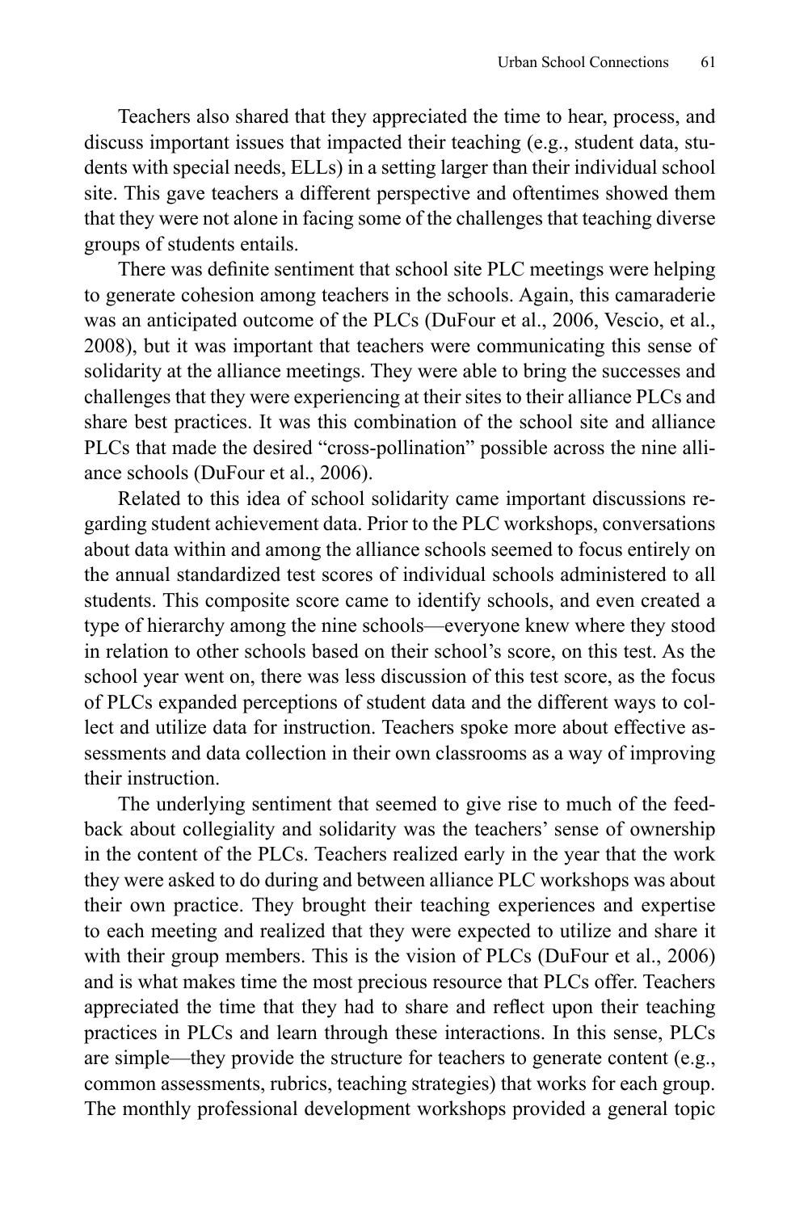Teachers also shared that they appreciated the time to hear, process, and discuss important issues that impacted their teaching (e.g., student data, students with special needs, ELLs) in a setting larger than their individual school site. This gave teachers a different perspective and oftentimes showed them that they were not alone in facing some of the challenges that teaching diverse groups of students entails.

There was definite sentiment that school site PLC meetings were helping to generate cohesion among teachers in the schools. Again, this camaraderie was an anticipated outcome of the PLCs (DuFour et al., 2006, Vescio, et al., 2008), but it was important that teachers were communicating this sense of solidarity at the alliance meetings. They were able to bring the successes and challenges that they were experiencing at their sites to their alliance PLCs and share best practices. It was this combination of the school site and alliance PLCs that made the desired "cross-pollination" possible across the nine alliance schools (DuFour et al., 2006).

Related to this idea of school solidarity came important discussions regarding student achievement data. Prior to the PLC workshops, conversations about data within and among the alliance schools seemed to focus entirely on the annual standardized test scores of individual schools administered to all students. This composite score came to identify schools, and even created a type of hierarchy among the nine schools—everyone knew where they stood in relation to other schools based on their school's score, on this test. As the school year went on, there was less discussion of this test score, as the focus of PLCs expanded perceptions of student data and the different ways to collect and utilize data for instruction. Teachers spoke more about effective assessments and data collection in their own classrooms as a way of improving their instruction.

The underlying sentiment that seemed to give rise to much of the feedback about collegiality and solidarity was the teachers' sense of ownership in the content of the PLCs. Teachers realized early in the year that the work they were asked to do during and between alliance PLC workshops was about their own practice. They brought their teaching experiences and expertise to each meeting and realized that they were expected to utilize and share it with their group members. This is the vision of PLCs (DuFour et al., 2006) and is what makes time the most precious resource that PLCs offer. Teachers appreciated the time that they had to share and reflect upon their teaching practices in PLCs and learn through these interactions. In this sense, PLCs are simple—they provide the structure for teachers to generate content (e.g., common assessments, rubrics, teaching strategies) that works for each group. The monthly professional development workshops provided a general topic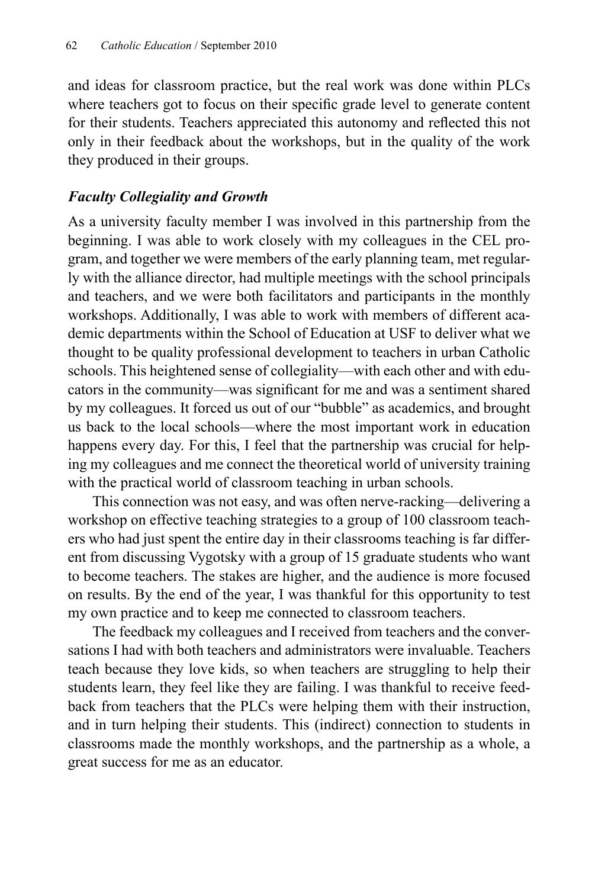and ideas for classroom practice, but the real work was done within PLCs where teachers got to focus on their specific grade level to generate content for their students. Teachers appreciated this autonomy and reflected this not only in their feedback about the workshops, but in the quality of the work they produced in their groups.

### *Faculty Collegiality and Growth*

As a university faculty member I was involved in this partnership from the beginning. I was able to work closely with my colleagues in the CEL program, and together we were members of the early planning team, met regularly with the alliance director, had multiple meetings with the school principals and teachers, and we were both facilitators and participants in the monthly workshops. Additionally, I was able to work with members of different academic departments within the School of Education at USF to deliver what we thought to be quality professional development to teachers in urban Catholic schools. This heightened sense of collegiality—with each other and with educators in the community—was significant for me and was a sentiment shared by my colleagues. It forced us out of our "bubble" as academics, and brought us back to the local schools—where the most important work in education happens every day. For this, I feel that the partnership was crucial for helping my colleagues and me connect the theoretical world of university training with the practical world of classroom teaching in urban schools.

This connection was not easy, and was often nerve-racking—delivering a workshop on effective teaching strategies to a group of 100 classroom teachers who had just spent the entire day in their classrooms teaching is far different from discussing Vygotsky with a group of 15 graduate students who want to become teachers. The stakes are higher, and the audience is more focused on results. By the end of the year, I was thankful for this opportunity to test my own practice and to keep me connected to classroom teachers.

The feedback my colleagues and I received from teachers and the conversations I had with both teachers and administrators were invaluable. Teachers teach because they love kids, so when teachers are struggling to help their students learn, they feel like they are failing. I was thankful to receive feedback from teachers that the PLCs were helping them with their instruction, and in turn helping their students. This (indirect) connection to students in classrooms made the monthly workshops, and the partnership as a whole, a great success for me as an educator.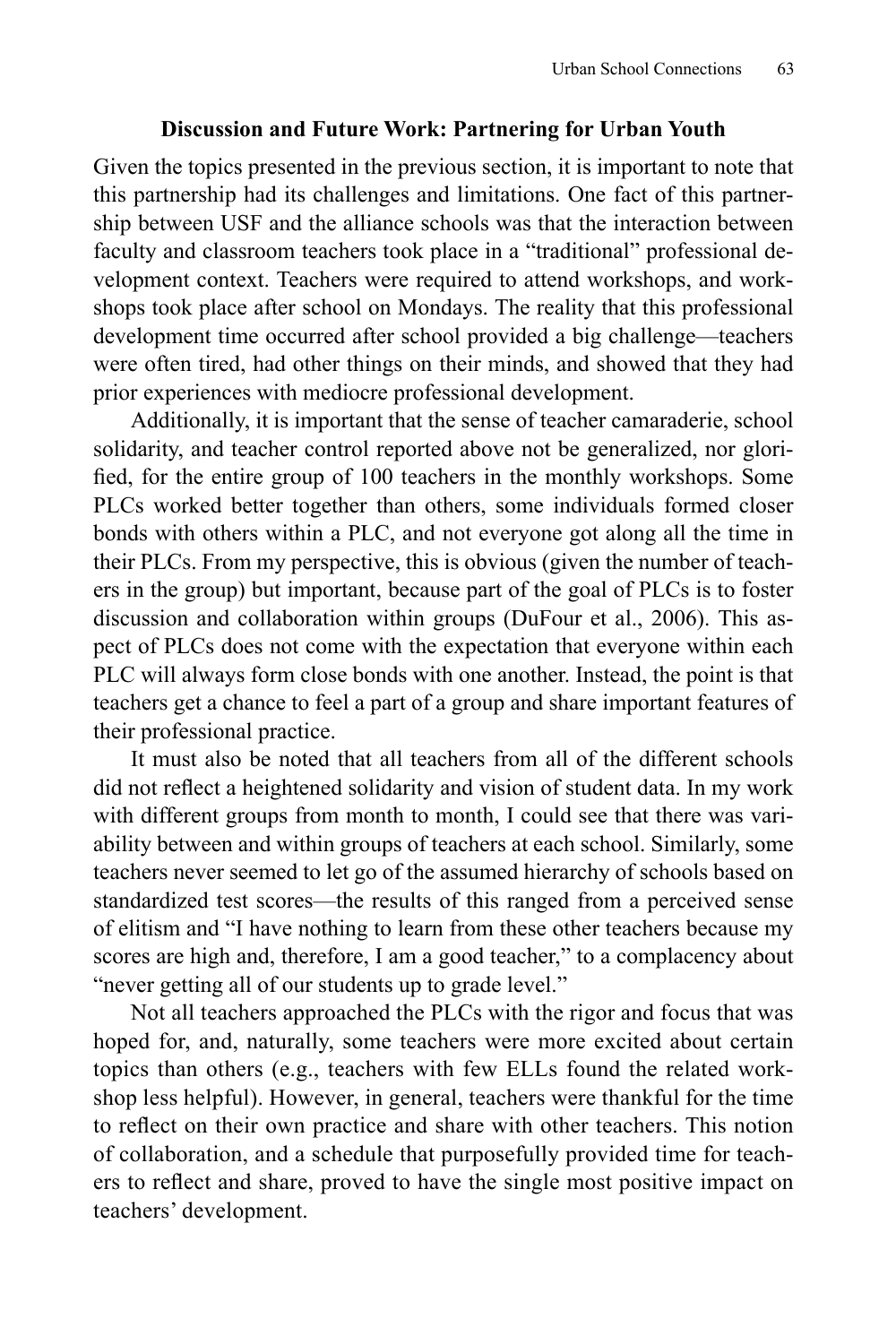## Discussion and Future Work: Partnering for Urban Youth

Given the topics presented in the previous section, it is important to note that this partnership had its challenges and limitations. One fact of this partnership between USF and the alliance schools was that the interaction between faculty and classroom teachers took place in a "traditional" professional development context. Teachers were required to attend workshops, and workshops took place after school on Mondays. The reality that this professional development time occurred after school provided a big challenge—teachers were often tired, had other things on their minds, and showed that they had prior experiences with mediocre professional development.

Additionally, it is important that the sense of teacher camaraderie, school solidarity, and teacher control reported above not be generalized, nor glorified, for the entire group of 100 teachers in the monthly workshops. Some PLCs worked better together than others, some individuals formed closer bonds with others within a PLC, and not everyone got along all the time in their PLCs. From my perspective, this is obvious (given the number of teachers in the group) but important, because part of the goal of PLCs is to foster discussion and collaboration within groups (DuFour et al., 2006). This aspect of PLCs does not come with the expectation that everyone within each PLC will always form close bonds with one another. Instead, the point is that teachers get a chance to feel a part of a group and share important features of their professional practice.

It must also be noted that all teachers from all of the different schools did not reflect a heightened solidarity and vision of student data. In my work with different groups from month to month, I could see that there was variability between and within groups of teachers at each school. Similarly, some teachers never seemed to let go of the assumed hierarchy of schools based on standardized test scores—the results of this ranged from a perceived sense of elitism and "I have nothing to learn from these other teachers because my scores are high and, therefore, I am a good teacher," to a complacency about "never getting all of our students up to grade level."

Not all teachers approached the PLCs with the rigor and focus that was hoped for, and, naturally, some teachers were more excited about certain topics than others (e.g., teachers with few ELLs found the related workshop less helpful). However, in general, teachers were thankful for the time to reflect on their own practice and share with other teachers. This notion of collaboration, and a schedule that purposefully provided time for teachers to reflect and share, proved to have the single most positive impact on teachers' development.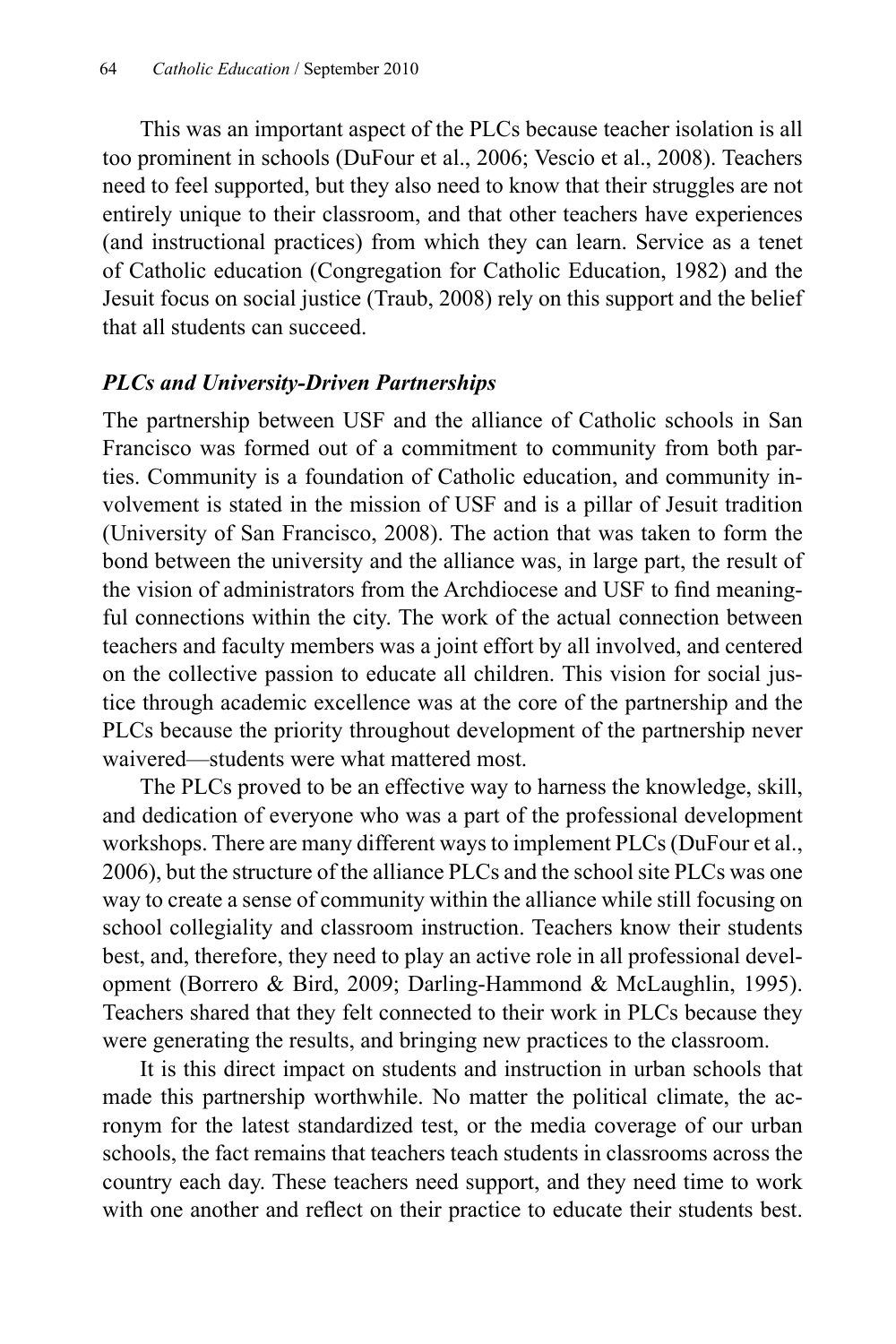This was an important aspect of the PLCs because teacher isolation is all too prominent in schools (DuFour et al., 2006; Vescio et al., 2008). Teachers need to feel supported, but they also need to know that their struggles are not entirely unique to their classroom, and that other teachers have experiences (and instructional practices) from which they can learn. Service as a tenet of Catholic education (Congregation for Catholic Education, 1982) and the Jesuit focus on social justice (Traub, 2008) rely on this support and the belief that all students can succeed.

### *PLCs and University-Driven Partnerships*

The partnership between USF and the alliance of Catholic schools in San Francisco was formed out of a commitment to community from both parties. Community is a foundation of Catholic education, and community involvement is stated in the mission of USF and is a pillar of Jesuit tradition (University of San Francisco, 2008). The action that was taken to form the bond between the university and the alliance was, in large part, the result of the vision of administrators from the Archdiocese and USF to find meaningful connections within the city. The work of the actual connection between teachers and faculty members was a joint effort by all involved, and centered on the collective passion to educate all children. This vision for social justice through academic excellence was at the core of the partnership and the PLCs because the priority throughout development of the partnership never waivered—students were what mattered most.

The PLCs proved to be an effective way to harness the knowledge, skill, and dedication of everyone who was a part of the professional development workshops. There are many different ways to implement PLCs (DuFour et al., 2006), but the structure of the alliance PLCs and the school site PLCs was one way to create a sense of community within the alliance while still focusing on school collegiality and classroom instruction. Teachers know their students best, and, therefore, they need to play an active role in all professional development (Borrero & Bird, 2009; Darling-Hammond & McLaughlin, 1995). Teachers shared that they felt connected to their work in PLCs because they were generating the results, and bringing new practices to the classroom.

It is this direct impact on students and instruction in urban schools that made this partnership worthwhile. No matter the political climate, the acronym for the latest standardized test, or the media coverage of our urban schools, the fact remains that teachers teach students in classrooms across the country each day. These teachers need support, and they need time to work with one another and reflect on their practice to educate their students best.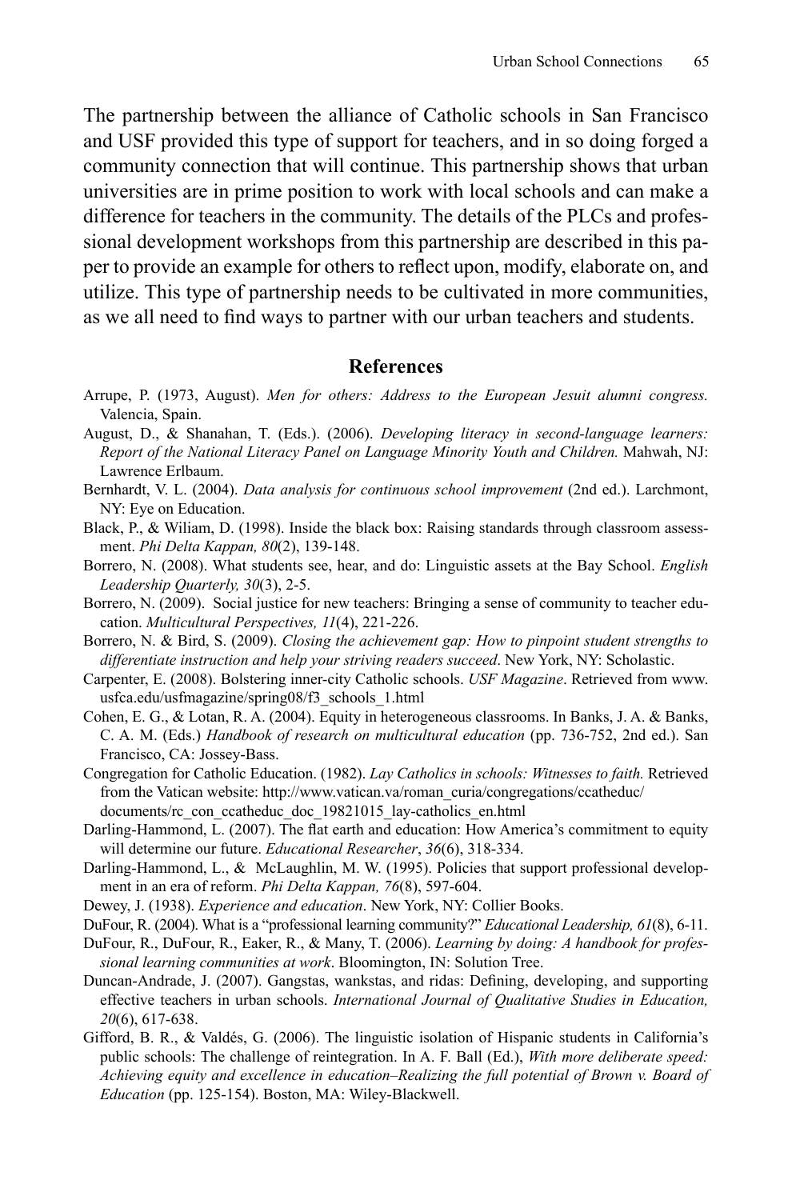The partnership between the alliance of Catholic schools in San Francisco and USF provided this type of support for teachers, and in so doing forged a community connection that will continue. This partnership shows that urban universities are in prime position to work with local schools and can make a difference for teachers in the community. The details of the PLCs and professional development workshops from this partnership are described in this paper to provide an example for others to reflect upon, modify, elaborate on, and utilize. This type of partnership needs to be cultivated in more communities, as we all need to find ways to partner with our urban teachers and students.

## References

Arrupe, P. (1973, August). *Men for others: Address to the European Jesuit alumni congress.* Valencia, Spain.

August, D., & Shanahan, T. (Eds.). (2006). *Developing literacy in second-language learners: Report of the National Literacy Panel on Language Minority Youth and Children.* Mahwah, NJ: Lawrence Erlbaum.

Bernhardt, V. L. (2004). *Data analysis for continuous school improvement* (2nd ed.). Larchmont, NY: Eye on Education.

Black, P., & Wiliam, D. (1998). Inside the black box: Raising standards through classroom assessment. *Phi Delta Kappan, 80*(2), 139-148.

Borrero, N. (2008). What students see, hear, and do: Linguistic assets at the Bay School. *English Leadership Quarterly, 30*(3), 2-5.

Borrero, N. (2009). Social justice for new teachers: Bringing a sense of community to teacher education. *Multicultural Perspectives, 11*(4), 221-226.

Borrero, N. & Bird, S. (2009). *Closing the achievement gap: How to pinpoint student strengths to differentiate instruction and help your striving readers succeed*. New York, NY: Scholastic.

Carpenter, E. (2008). Bolstering inner-city Catholic schools. *USF Magazine*. Retrieved from www.usfca.edu/usfmagazine/spring08/f3_schools_1.html

Cohen, E. G., & Lotan, R. A. (2004). Equity in heterogeneous classrooms. In Banks, J. A. & Banks, C. A. M. (Eds.) *Handbook of research on multicultural education* (pp. 736-752, 2nd ed.). San Francisco, CA: Jossey-Bass.

Congregation for Catholic Education. (1982). *Lay Catholics in schools: Witnesses to faith.* Retrieved from the Vatican website: http://www.vatican.va/roman_curia/congregations/ccatheduc/documents/rc_con_ccatheduc_doc_19821015_lay-catholics_en.html

Darling-Hammond, L. (2007). The flat earth and education: How America's commitment to equity will determine our future. *Educational Researcher*, *36*(6), 318-334.

Darling-Hammond, L., & McLaughlin, M. W. (1995). Policies that support professional development in an era of reform. *Phi Delta Kappan, 76*(8), 597-604.

Dewey, J. (1938). *Experience and education*. New York, NY: Collier Books.

DuFour, R. (2004). What is a "professional learning community?" *Educational Leadership, 61*(8), 6-11.

DuFour, R., DuFour, R., Eaker, R., & Many, T. (2006). *Learning by doing: A handbook for professional learning communities at work*. Bloomington, IN: Solution Tree.

Duncan-Andrade, J. (2007). Gangstas, wankstas, and ridas: Defining, developing, and supporting effective teachers in urban schools. *International Journal of Qualitative Studies in Education, 20*(6), 617-638.

Gifford, B. R., & Valdés, G. (2006). The linguistic isolation of Hispanic students in California's public schools: The challenge of reintegration. In A. F. Ball (Ed.), *With more deliberate speed: Achieving equity and excellence in education–Realizing the full potential of Brown v. Board of Education* (pp. 125-154). Boston, MA: Wiley-Blackwell.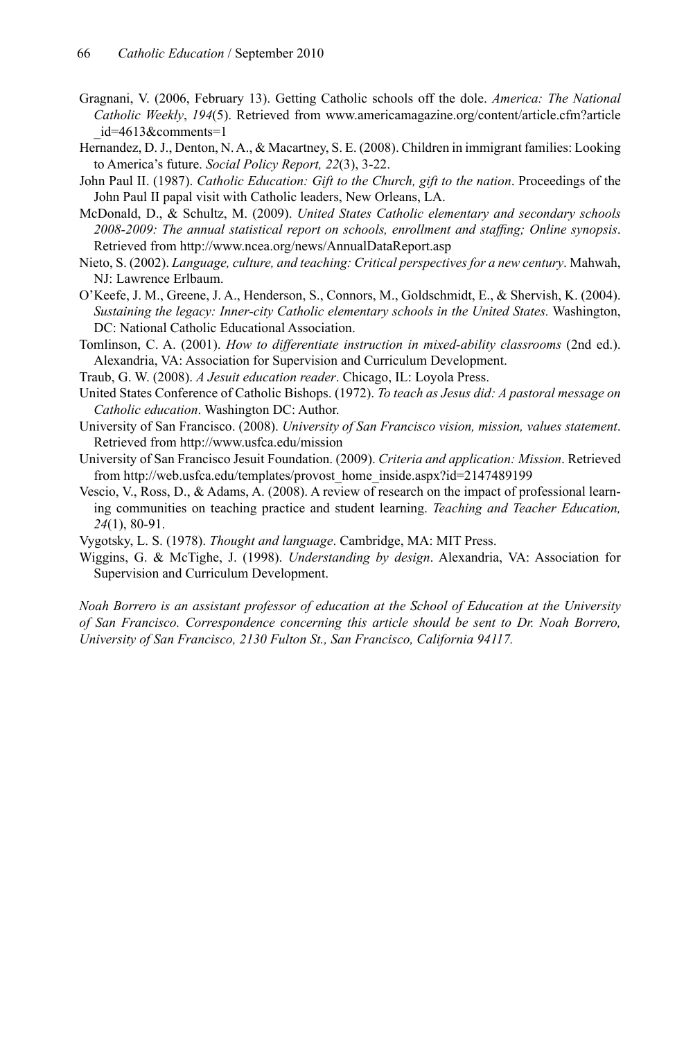Gragnani, V. (2006, February 13). Getting Catholic schools off the dole. *America: The National Catholic Weekly*, *194*(5). Retrieved from www.americamagazine.org/content/article.cfm?article_id=4613&comments=1

Hernandez, D. J., Denton, N. A., & Macartney, S. E. (2008). Children in immigrant families: Looking to America's future. *Social Policy Report, 22*(3), 3-22.

John Paul II. (1987). *Catholic Education: Gift to the Church, gift to the nation*. Proceedings of the John Paul II papal visit with Catholic leaders, New Orleans, LA.

McDonald, D., & Schultz, M. (2009). *United States Catholic elementary and secondary schools 2008-2009: The annual statistical report on schools, enrollment and staffing; Online synopsis*. Retrieved from http://www.ncea.org/news/AnnualDataReport.asp

Nieto, S. (2002). *Language, culture, and teaching: Critical perspectives for a new century*. Mahwah, NJ: Lawrence Erlbaum.

O'Keefe, J. M., Greene, J. A., Henderson, S., Connors, M., Goldschmidt, E., & Shervish, K. (2004). *Sustaining the legacy: Inner-city Catholic elementary schools in the United States.* Washington, DC: National Catholic Educational Association.

Tomlinson, C. A. (2001). *How to differentiate instruction in mixed-ability classrooms* (2nd ed.). Alexandria, VA: Association for Supervision and Curriculum Development.

Traub, G. W. (2008). *A Jesuit education reader*. Chicago, IL: Loyola Press.

United States Conference of Catholic Bishops. (1972). *To teach as Jesus did: A pastoral message on Catholic education*. Washington DC: Author.

University of San Francisco. (2008). *University of San Francisco vision, mission, values statement*. Retrieved from http://www.usfca.edu/mission

University of San Francisco Jesuit Foundation. (2009). *Criteria and application: Mission*. Retrieved from http://web.usfca.edu/templates/provost_home_inside.aspx?id=2147489199

Vescio, V., Ross, D., & Adams, A. (2008). A review of research on the impact of professional learning communities on teaching practice and student learning. *Teaching and Teacher Education, 24*(1), 80-91.

Vygotsky, L. S. (1978). *Thought and language*. Cambridge, MA: MIT Press.

Wiggins, G. & McTighe, J. (1998). *Understanding by design*. Alexandria, VA: Association for Supervision and Curriculum Development.

*Noah Borrero is an assistant professor of education at the School of Education at the University of San Francisco. Correspondence concerning this article should be sent to Dr. Noah Borrero, University of San Francisco, 2130 Fulton St., San Francisco, California 94117.*